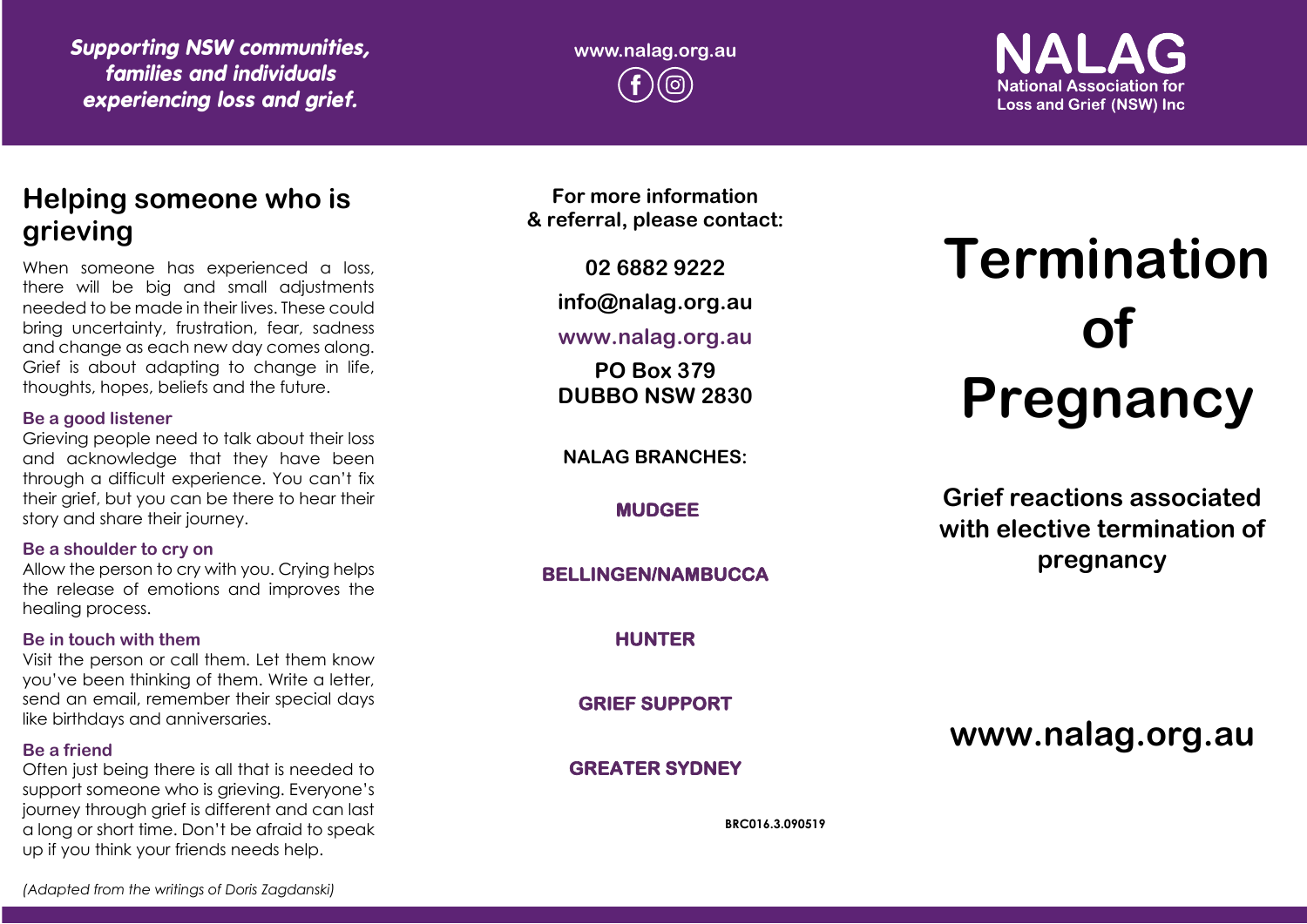Supporting NSW communities, families and individuals experiencing loss and grief.

www.nalag.org.au

**NALAG**
National Association for Loss and Grief (NSW) Inc

## Helping someone who is grieving

When someone has experienced a loss, there will be big and small adjustments needed to be made in their lives. These could bring uncertainty, frustration, fear, sadness and change as each new day comes along. Grief is about adapting to change in life, thoughts, hopes, beliefs and the future.

### Be a good listener

Grieving people need to talk about their loss and acknowledge that they have been through a difficult experience. You can't fix their grief, but you can be there to hear their story and share their journey.

### Be a shoulder to cry on

Allow the person to cry with you. Crying helps the release of emotions and improves the healing process.

### Be in touch with them

Visit the person or call them. Let them know you've been thinking of them. Write a letter, send an email, remember their special days like birthdays and anniversaries.

### Be a friend

Often just being there is all that is needed to support someone who is grieving. Everyone's journey through grief is different and can last a long or short time. Don't be afraid to speak up if you think your friends needs help.

*(Adapted from the writings of Doris Zagdanski)*

**For more information & referral, please contact:**

**02 6882 9222**

**info@nalag.org.au**

**www.nalag.org.au**

**PO Box 379**
**DUBBO NSW 2830**

**NALAG BRANCHES:**

**MUDGEE**

**BELLINGEN/NAMBUCCA**

**HUNTER**

**GRIEF SUPPORT**

**GREATER SYDNEY**

BRC016.3.090519

# Termination of Pregnancy

**Grief reactions associated with elective termination of pregnancy**

**www.nalag.org.au**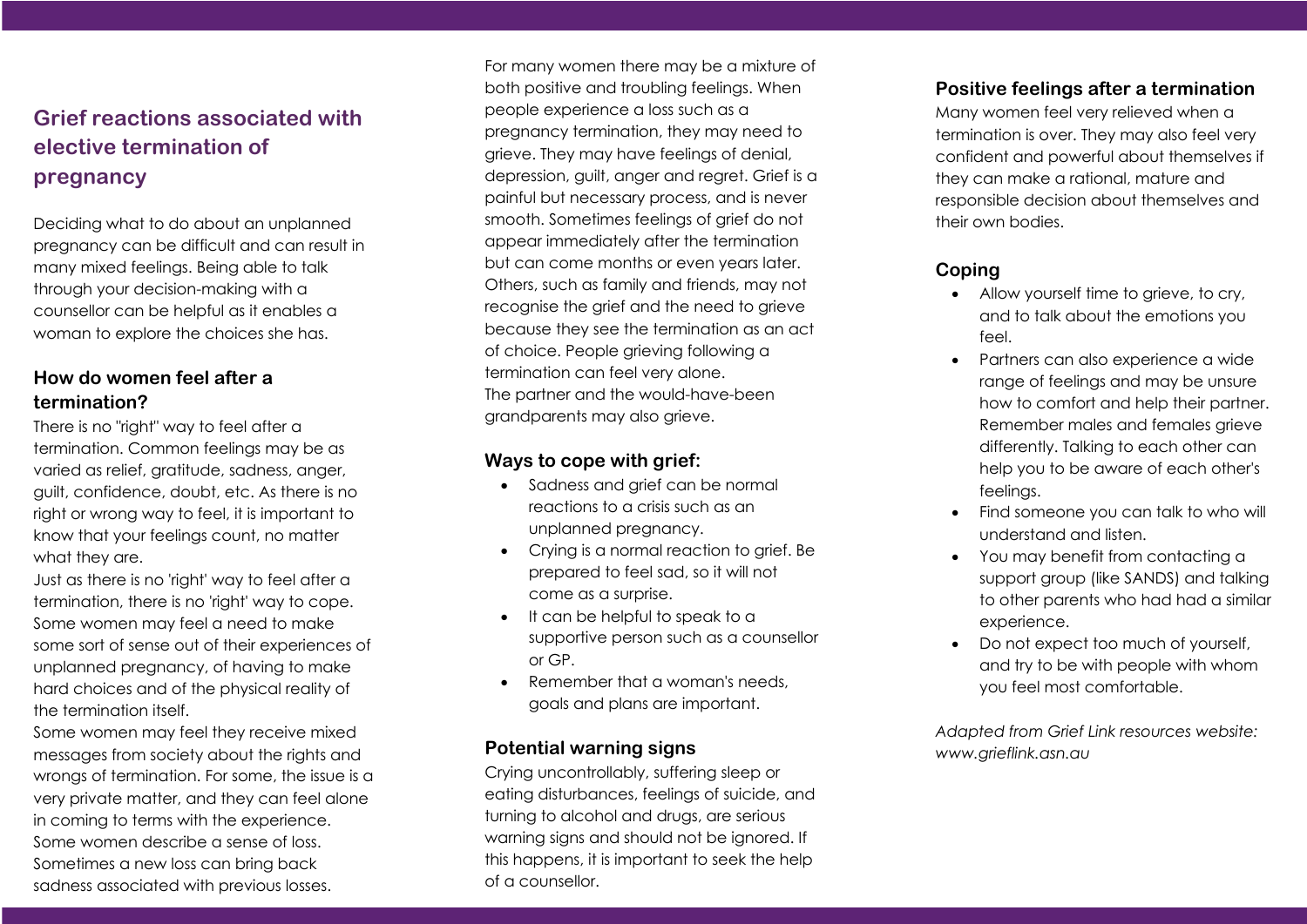## Grief reactions associated with elective termination of pregnancy

Deciding what to do about an unplanned pregnancy can be difficult and can result in many mixed feelings. Being able to talk through your decision-making with a counsellor can be helpful as it enables a woman to explore the choices she has.

### How do women feel after a termination?

There is no "right" way to feel after a termination. Common feelings may be as varied as relief, gratitude, sadness, anger, guilt, confidence, doubt, etc. As there is no right or wrong way to feel, it is important to know that your feelings count, no matter what they are.

Just as there is no 'right' way to feel after a termination, there is no 'right' way to cope. Some women may feel a need to make some sort of sense out of their experiences of unplanned pregnancy, of having to make hard choices and of the physical reality of the termination itself.

Some women may feel they receive mixed messages from society about the rights and wrongs of termination. For some, the issue is a very private matter, and they can feel alone in coming to terms with the experience.

Some women describe a sense of loss. Sometimes a new loss can bring back sadness associated with previous losses.

For many women there may be a mixture of both positive and troubling feelings. When people experience a loss such as a pregnancy termination, they may need to grieve. They may have feelings of denial, depression, guilt, anger and regret. Grief is a painful but necessary process, and is never smooth. Sometimes feelings of grief do not appear immediately after the termination but can come months or even years later. Others, such as family and friends, may not recognise the grief and the need to grieve because they see the termination as an act of choice. People grieving following a termination can feel very alone.

The partner and the would-have-been grandparents may also grieve.

### Ways to cope with grief:

- Sadness and grief can be normal reactions to a crisis such as an unplanned pregnancy.
- Crying is a normal reaction to grief. Be prepared to feel sad, so it will not come as a surprise.
- It can be helpful to speak to a supportive person such as a counsellor or GP.
- Remember that a woman's needs, goals and plans are important.

### Potential warning signs

Crying uncontrollably, suffering sleep or eating disturbances, feelings of suicide, and turning to alcohol and drugs, are serious warning signs and should not be ignored. If this happens, it is important to seek the help of a counsellor.

### Positive feelings after a termination

Many women feel very relieved when a termination is over. They may also feel very confident and powerful about themselves if they can make a rational, mature and responsible decision about themselves and their own bodies.

### Coping

- Allow yourself time to grieve, to cry, and to talk about the emotions you feel.
- Partners can also experience a wide range of feelings and may be unsure how to comfort and help their partner. Remember males and females grieve differently. Talking to each other can help you to be aware of each other's feelings.
- Find someone you can talk to who will understand and listen.
- You may benefit from contacting a support group (like SANDS) and talking to other parents who had had a similar experience.
- Do not expect too much of yourself, and try to be with people with whom you feel most comfortable.

*Adapted from Grief Link resources website: www.grieflink.asn.au*